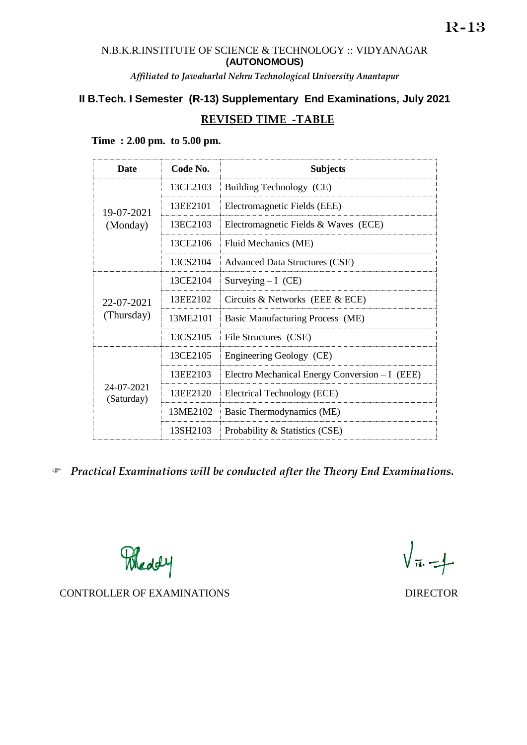R-13

N.B.K.R.INSTITUTE OF SCIENCE & TECHNOLOGY :: VIDYANAGAR
**(AUTONOMOUS)**

*Affiliated to Jawaharlal Nehru Technological University Anantapur*

## II B.Tech. I Semester (R-13) Supplementary End Examinations, July 2021

## REVISED TIME -TABLE

**Time : 2.00 pm. to 5.00 pm.**

| Date | Code No. | Subjects |
|---|---|---|
| 19-07-2021 (Monday) | 13CE2103 | Building Technology (CE) |
| | 13EE2101 | Electromagnetic Fields (EEE) |
| | 13EC2103 | Electromagnetic Fields & Waves (ECE) |
| | 13CE2106 | Fluid Mechanics (ME) |
| | 13CS2104 | Advanced Data Structures (CSE) |
| 22-07-2021 (Thursday) | 13CE2104 | Surveying – I (CE) |
| | 13EE2102 | Circuits & Networks (EEE & ECE) |
| | 13ME2101 | Basic Manufacturing Process (ME) |
| | 13CS2105 | File Structures (CSE) |
| 24-07-2021 (Saturday) | 13CE2105 | Engineering Geology (CE) |
| | 13EE2103 | Electro Mechanical Energy Conversion – I (EEE) |
| | 13EE2120 | Electrical Technology (ECE) |
| | 13ME2102 | Basic Thermodynamics (ME) |
| | 13SH2103 | Probability & Statistics (CSE) |

☞ ***Practical Examinations will be conducted after the Theory End Examinations.***

CONTROLLER OF EXAMINATIONS

DIRECTOR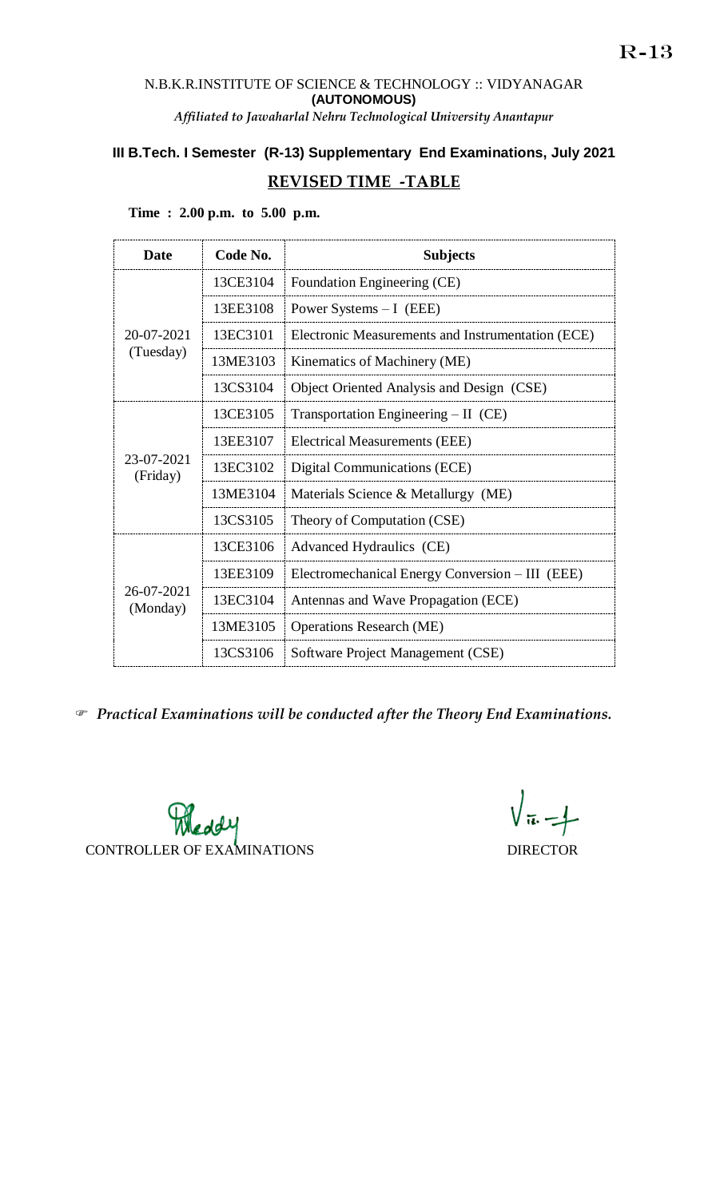R-13

N.B.K.R.INSTITUTE OF SCIENCE & TECHNOLOGY :: VIDYANAGAR
**(AUTONOMOUS)**
*Affiliated to Jawaharlal Nehru Technological University Anantapur*

## III B.Tech. I Semester (R-13) Supplementary End Examinations, July 2021

## REVISED TIME -TABLE

**Time : 2.00 p.m. to 5.00 p.m.**

| Date | Code No. | Subjects |
|---|---|---|
| 20-07-2021 (Tuesday) | 13CE3104 | Foundation Engineering (CE) |
| | 13EE3108 | Power Systems – I (EEE) |
| | 13EC3101 | Electronic Measurements and Instrumentation (ECE) |
| | 13ME3103 | Kinematics of Machinery (ME) |
| | 13CS3104 | Object Oriented Analysis and Design (CSE) |
| 23-07-2021 (Friday) | 13CE3105 | Transportation Engineering – II (CE) |
| | 13EE3107 | Electrical Measurements (EEE) |
| | 13EC3102 | Digital Communications (ECE) |
| | 13ME3104 | Materials Science & Metallurgy (ME) |
| | 13CS3105 | Theory of Computation (CSE) |
| 26-07-2021 (Monday) | 13CE3106 | Advanced Hydraulics (CE) |
| | 13EE3109 | Electromechanical Energy Conversion – III (EEE) |
| | 13EC3104 | Antennas and Wave Propagation (ECE) |
| | 13ME3105 | Operations Research (ME) |
| | 13CS3106 | Software Project Management (CSE) |

☞ ***Practical Examinations will be conducted after the Theory End Examinations.***

CONTROLLER OF EXAMINATIONS

DIRECTOR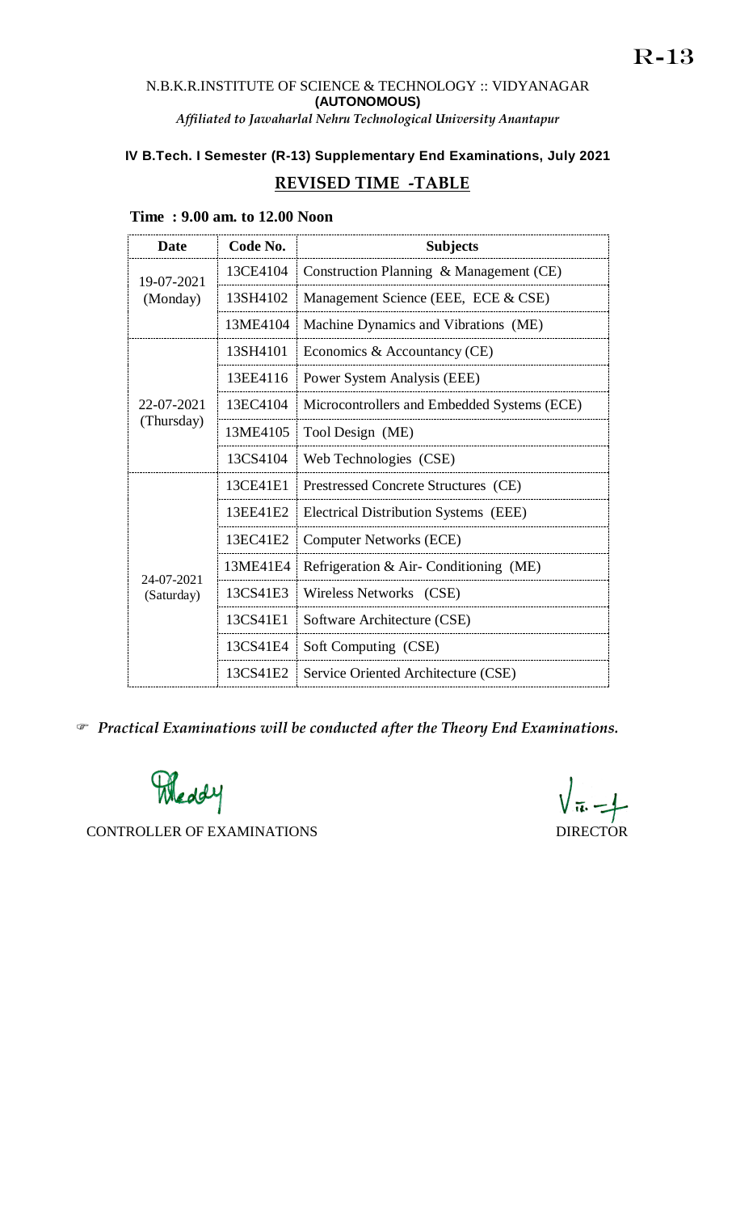R-13

N.B.K.R.INSTITUTE OF SCIENCE & TECHNOLOGY :: VIDYANAGAR
**(AUTONOMOUS)**
*Affiliated to Jawaharlal Nehru Technological University Anantapur*

**IV B.Tech. I Semester (R-13) Supplementary End Examinations, July 2021**

## REVISED TIME -TABLE

**Time : 9.00 am. to 12.00 Noon**

| Date | Code No. | Subjects |
|---|---|---|
| 19-07-2021 (Monday) | 13CE4104 | Construction Planning & Management (CE) |
| | 13SH4102 | Management Science (EEE, ECE & CSE) |
| | 13ME4104 | Machine Dynamics and Vibrations (ME) |
| 22-07-2021 (Thursday) | 13SH4101 | Economics & Accountancy (CE) |
| | 13EE4116 | Power System Analysis (EEE) |
| | 13EC4104 | Microcontrollers and Embedded Systems (ECE) |
| | 13ME4105 | Tool Design (ME) |
| | 13CS4104 | Web Technologies (CSE) |
| 24-07-2021 (Saturday) | 13CE41E1 | Prestressed Concrete Structures (CE) |
| | 13EE41E2 | Electrical Distribution Systems (EEE) |
| | 13EC41E2 | Computer Networks (ECE) |
| | 13ME41E4 | Refrigeration & Air- Conditioning (ME) |
| | 13CS41E3 | Wireless Networks (CSE) |
| | 13CS41E1 | Software Architecture (CSE) |
| | 13CS41E4 | Soft Computing (CSE) |
| | 13CS41E2 | Service Oriented Architecture (CSE) |

☞ ***Practical Examinations will be conducted after the Theory End Examinations.***

CONTROLLER OF EXAMINATIONS

DIRECTOR